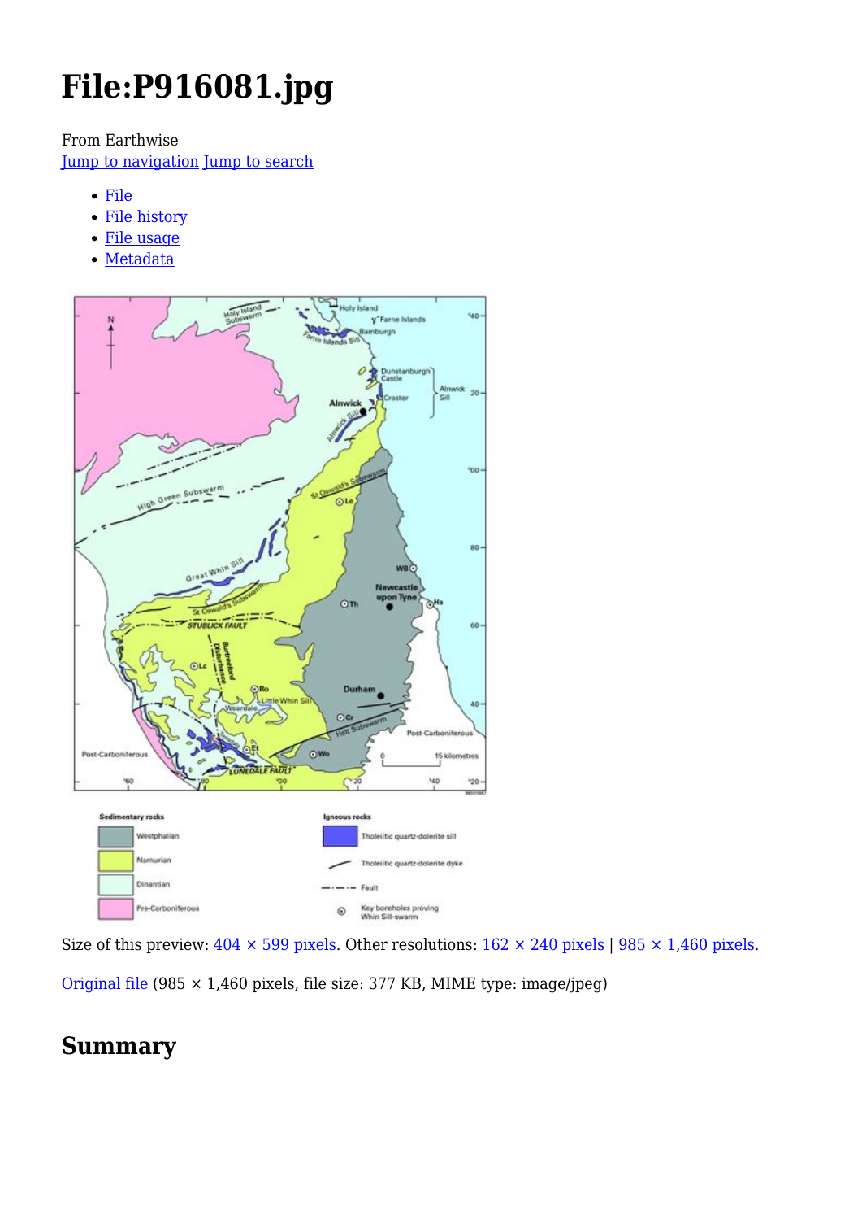# File:P916081.jpg

From Earthwise

Jump to navigation Jump to search

- File
- File history
- File usage
- Metadata

Size of this preview: 404 × 599 pixels. Other resolutions: 162 × 240 pixels | 985 × 1,460 pixels.

Original file (985 × 1,460 pixels, file size: 377 KB, MIME type: image/jpeg)

## Summary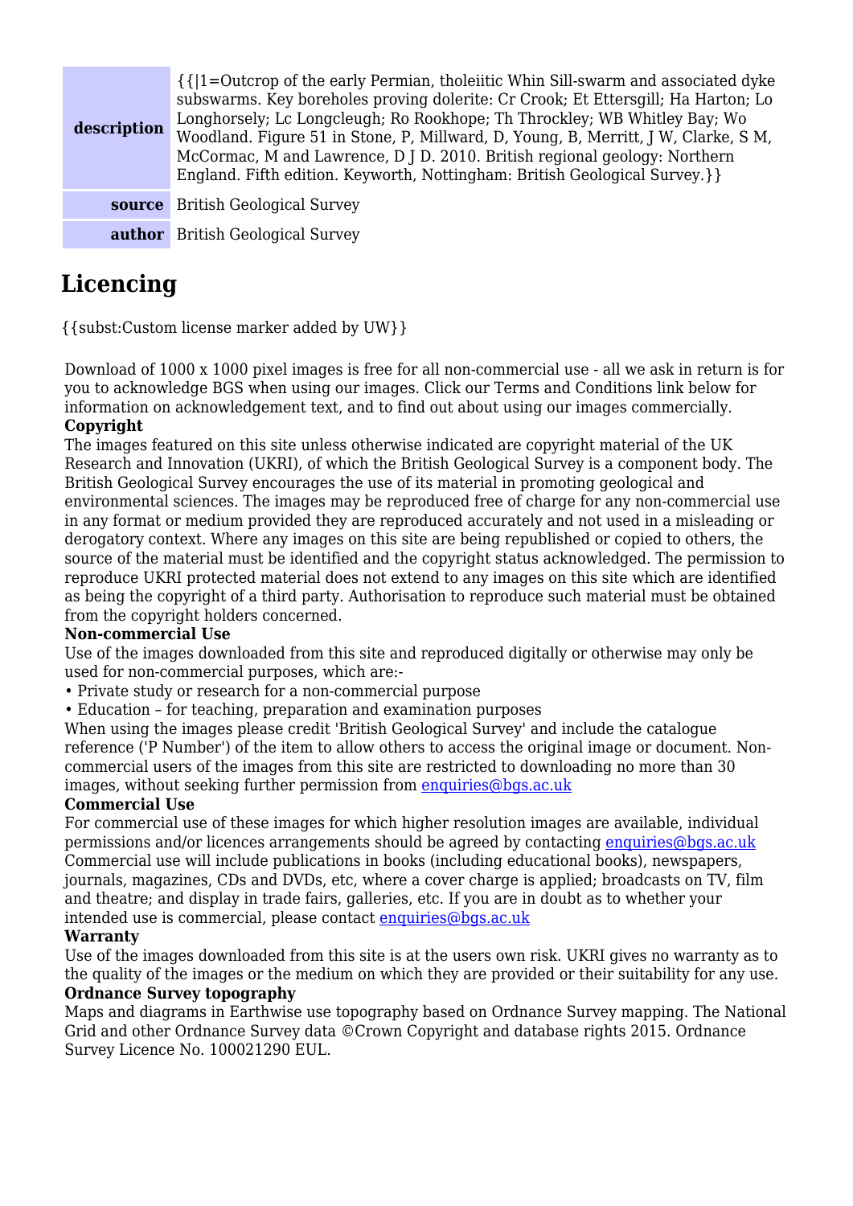| | |
|---|---|
| **description** | {{\|1=Outcrop of the early Permian, tholeiitic Whin Sill-swarm and associated dyke subswarms. Key boreholes proving dolerite: Cr Crook; Et Ettersgill; Ha Harton; Lo Longhorsely; Lc Longcleugh; Ro Rookhope; Th Throckley; WB Whitley Bay; Wo Woodland. Figure 51 in Stone, P, Millward, D, Young, B, Merritt, J W, Clarke, S M, McCormac, M and Lawrence, D J D. 2010. British regional geology: Northern England. Fifth edition. Keyworth, Nottingham: British Geological Survey.}} |
| **source** | British Geological Survey |
| **author** | British Geological Survey |

# Licencing

{{subst:Custom license marker added by UW}}

Download of 1000 x 1000 pixel images is free for all non-commercial use - all we ask in return is for you to acknowledge BGS when using our images. Click our Terms and Conditions link below for information on acknowledgement text, and to find out about using our images commercially.

**Copyright**

The images featured on this site unless otherwise indicated are copyright material of the UK Research and Innovation (UKRI), of which the British Geological Survey is a component body. The British Geological Survey encourages the use of its material in promoting geological and environmental sciences. The images may be reproduced free of charge for any non-commercial use in any format or medium provided they are reproduced accurately and not used in a misleading or derogatory context. Where any images on this site are being republished or copied to others, the source of the material must be identified and the copyright status acknowledged. The permission to reproduce UKRI protected material does not extend to any images on this site which are identified as being the copyright of a third party. Authorisation to reproduce such material must be obtained from the copyright holders concerned.

**Non-commercial Use**

Use of the images downloaded from this site and reproduced digitally or otherwise may only be used for non-commercial purposes, which are:-

- Private study or research for a non-commercial purpose
- Education – for teaching, preparation and examination purposes

When using the images please credit 'British Geological Survey' and include the catalogue reference ('P Number') of the item to allow others to access the original image or document. Non-commercial users of the images from this site are restricted to downloading no more than 30 images, without seeking further permission from enquiries@bgs.ac.uk

**Commercial Use**

For commercial use of these images for which higher resolution images are available, individual permissions and/or licences arrangements should be agreed by contacting enquiries@bgs.ac.uk Commercial use will include publications in books (including educational books), newspapers, journals, magazines, CDs and DVDs, etc, where a cover charge is applied; broadcasts on TV, film and theatre; and display in trade fairs, galleries, etc. If you are in doubt as to whether your intended use is commercial, please contact enquiries@bgs.ac.uk

**Warranty**

Use of the images downloaded from this site is at the users own risk. UKRI gives no warranty as to the quality of the images or the medium on which they are provided or their suitability for any use.

**Ordnance Survey topography**

Maps and diagrams in Earthwise use topography based on Ordnance Survey mapping. The National Grid and other Ordnance Survey data ©Crown Copyright and database rights 2015. Ordnance Survey Licence No. 100021290 EUL.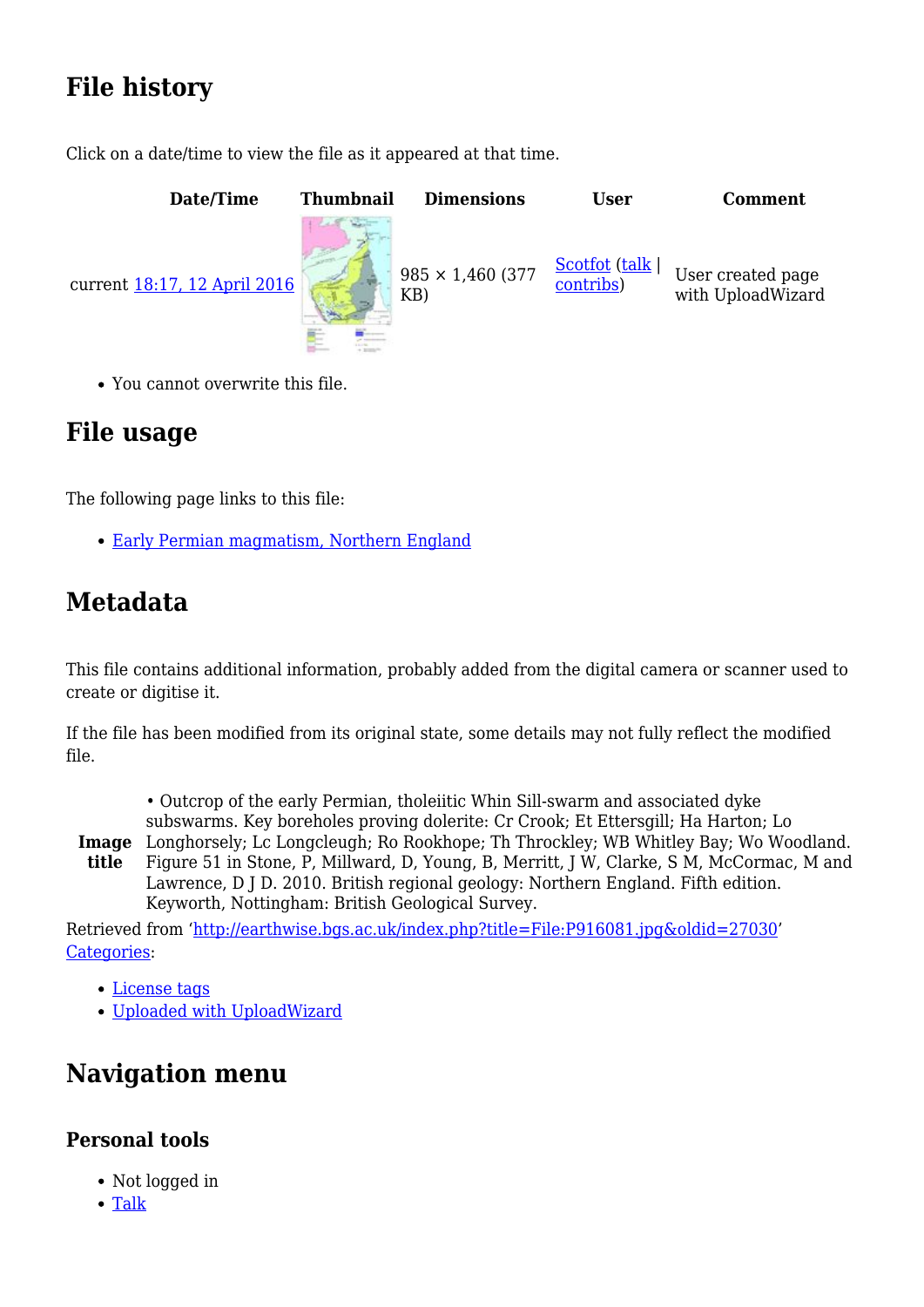## File history

Click on a date/time to view the file as it appeared at that time.

| Date/Time | Thumbnail | Dimensions | User | Comment |
|---|---|---|---|---|
| current 18:17, 12 April 2016 | | 985 × 1,460 (377 KB) | Scotfot (talk \| contribs) | User created page with UploadWizard |

- You cannot overwrite this file.

## File usage

The following page links to this file:

- Early Permian magmatism, Northern England

## Metadata

This file contains additional information, probably added from the digital camera or scanner used to create or digitise it.

If the file has been modified from its original state, some details may not fully reflect the modified file.

| | |
|---|---|
| **Image title** | • Outcrop of the early Permian, tholeiitic Whin Sill-swarm and associated dyke subswarms. Key boreholes proving dolerite: Cr Crook; Et Ettersgill; Ha Harton; Lo Longhorsely; Lc Longcleugh; Ro Rookhope; Th Throckley; WB Whitley Bay; Wo Woodland. Figure 51 in Stone, P, Millward, D, Young, B, Merritt, J W, Clarke, S M, McCormac, M and Lawrence, D J D. 2010. British regional geology: Northern England. Fifth edition. Keyworth, Nottingham: British Geological Survey. |

Retrieved from 'http://earthwise.bgs.ac.uk/index.php?title=File:P916081.jpg&oldid=27030'

Categories:

- License tags
- Uploaded with UploadWizard

## Navigation menu

### Personal tools

- Not logged in
- Talk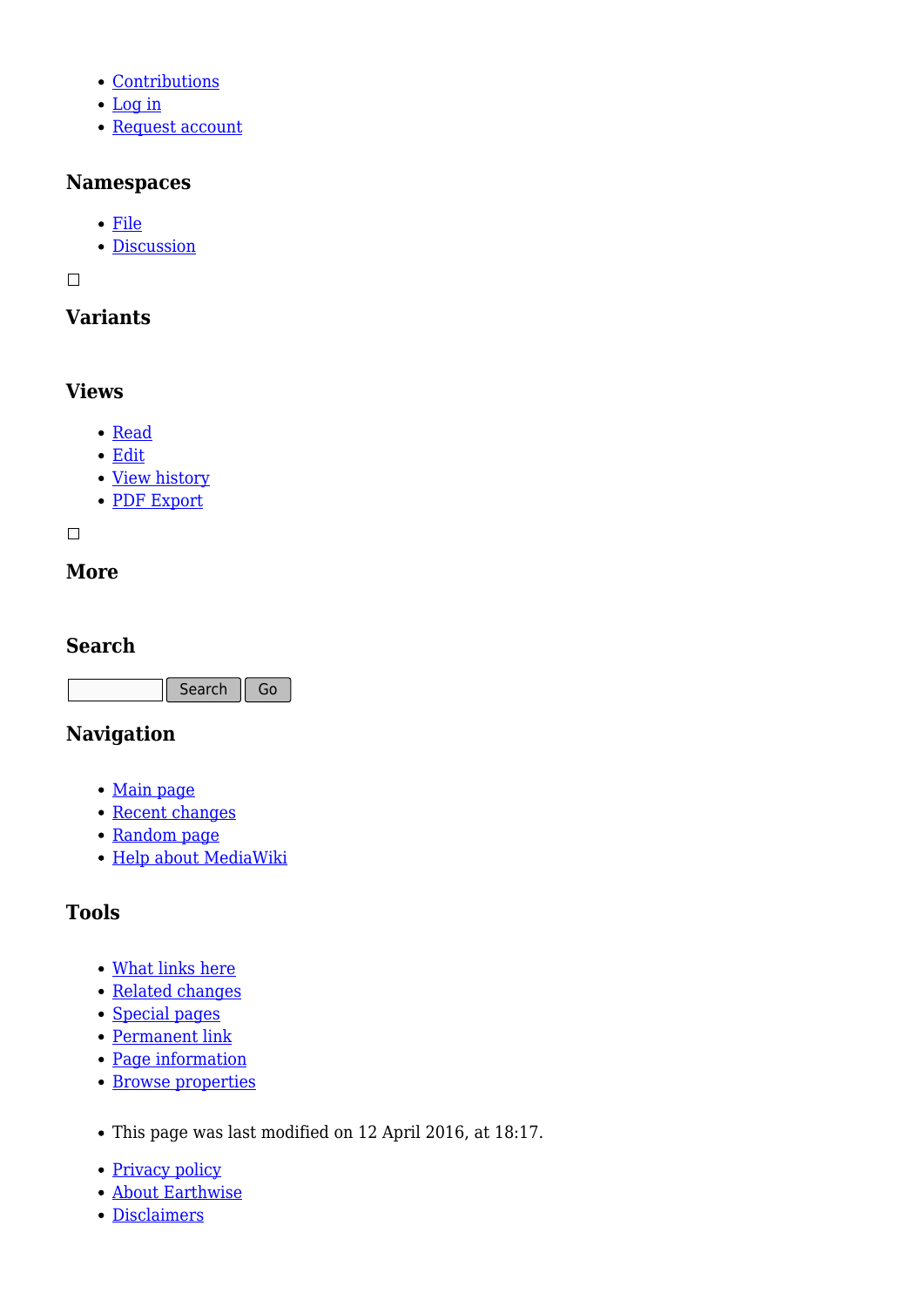- Contributions
- Log in
- Request account

### Namespaces

- File
- Discussion

☐

### Variants

### Views

- Read
- Edit
- View history
- PDF Export

☐

### More

### Search

Search Go

### Navigation

- Main page
- Recent changes
- Random page
- Help about MediaWiki

### Tools

- What links here
- Related changes
- Special pages
- Permanent link
- Page information
- Browse properties

- This page was last modified on 12 April 2016, at 18:17.

- Privacy policy
- About Earthwise
- Disclaimers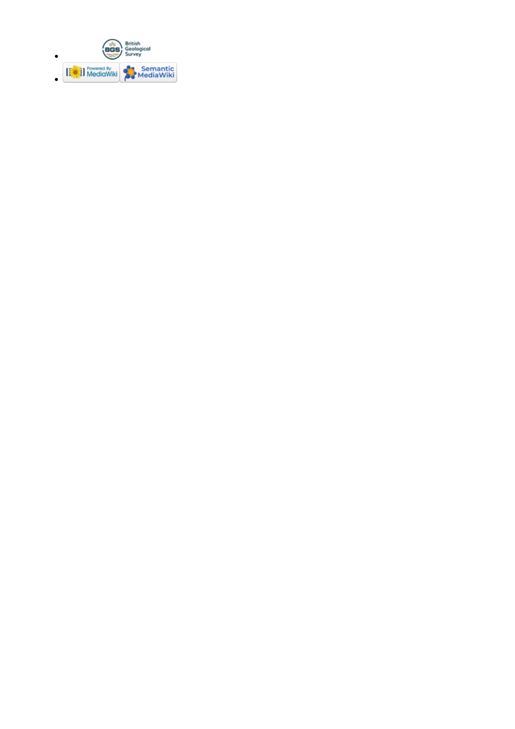- British Geological Survey
- Powered By MediaWiki Semantic MediaWiki